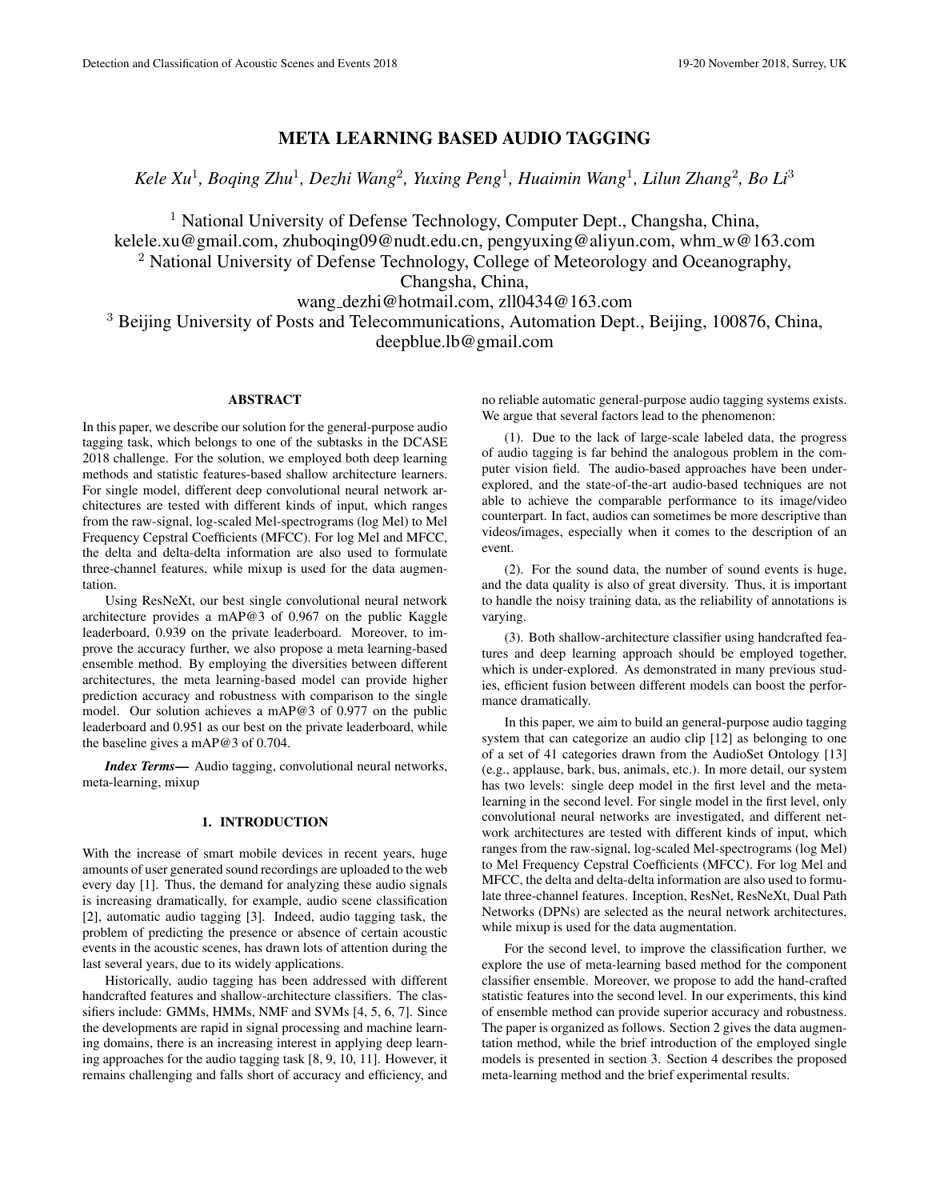# META LEARNING BASED AUDIO TAGGING

*Kele Xu*[1], *Boqing Zhu*[1], *Dezhi Wang*[2], *Yuxing Peng*[1], *Huaimin Wang*[1], *Lilun Zhang*[2], *Bo Li*[3]

[1] National University of Defense Technology, Computer Dept., Changsha, China,
kelele.xu@gmail.com, zhuboqing09@nudt.edu.cn, pengyuxing@aliyun.com, whm_w@163.com
[2] National University of Defense Technology, College of Meteorology and Oceanography, Changsha, China,
wang_dezhi@hotmail.com, zll0434@163.com
[3] Beijing University of Posts and Telecommunications, Automation Dept., Beijing, 100876, China,
deepblue.lb@gmail.com

## ABSTRACT

In this paper, we describe our solution for the general-purpose audio tagging task, which belongs to one of the subtasks in the DCASE 2018 challenge. For the solution, we employed both deep learning methods and statistic features-based shallow architecture learners. For single model, different deep convolutional neural network architectures are tested with different kinds of input, which ranges from the raw-signal, log-scaled Mel-spectrograms (log Mel) to Mel Frequency Cepstral Coefficients (MFCC). For log Mel and MFCC, the delta and delta-delta information are also used to formulate three-channel features, while mixup is used for the data augmentation.

Using ResNeXt, our best single convolutional neural network architecture provides a mAP@3 of 0.967 on the public Kaggle leaderboard, 0.939 on the private leaderboard. Moreover, to improve the accuracy further, we also propose a meta learning-based ensemble method. By employing the diversities between different architectures, the meta learning-based model can provide higher prediction accuracy and robustness with comparison to the single model. Our solution achieves a mAP@3 of 0.977 on the public leaderboard and 0.951 as our best on the private leaderboard, while the baseline gives a mAP@3 of 0.704.

***Index Terms*—** Audio tagging, convolutional neural networks, meta-learning, mixup

## 1. INTRODUCTION

With the increase of smart mobile devices in recent years, huge amounts of user generated sound recordings are uploaded to the web every day [1]. Thus, the demand for analyzing these audio signals is increasing dramatically, for example, audio scene classification [2], automatic audio tagging [3]. Indeed, audio tagging task, the problem of predicting the presence or absence of certain acoustic events in the acoustic scenes, has drawn lots of attention during the last several years, due to its widely applications.

Historically, audio tagging has been addressed with different handcrafted features and shallow-architecture classifiers. The classifiers include: GMMs, HMMs, NMF and SVMs [4, 5, 6, 7]. Since the developments are rapid in signal processing and machine learning domains, there is an increasing interest in applying deep learning approaches for the audio tagging task [8, 9, 10, 11]. However, it remains challenging and falls short of accuracy and efficiency, and no reliable automatic general-purpose audio tagging systems exists. We argue that several factors lead to the phenomenon:

(1). Due to the lack of large-scale labeled data, the progress of audio tagging is far behind the analogous problem in the computer vision field. The audio-based approaches have been under-explored, and the state-of-the-art audio-based techniques are not able to achieve the comparable performance to its image/video counterpart. In fact, audios can sometimes be more descriptive than videos/images, especially when it comes to the description of an event.

(2). For the sound data, the number of sound events is huge, and the data quality is also of great diversity. Thus, it is important to handle the noisy training data, as the reliability of annotations is varying.

(3). Both shallow-architecture classifier using handcrafted features and deep learning approach should be employed together, which is under-explored. As demonstrated in many previous studies, efficient fusion between different models can boost the performance dramatically.

In this paper, we aim to build an general-purpose audio tagging system that can categorize an audio clip [12] as belonging to one of a set of 41 categories drawn from the AudioSet Ontology [13] (e.g., applause, bark, bus, animals, etc.). In more detail, our system has two levels: single deep model in the first level and the meta-learning in the second level. For single model in the first level, only convolutional neural networks are investigated, and different network architectures are tested with different kinds of input, which ranges from the raw-signal, log-scaled Mel-spectrograms (log Mel) to Mel Frequency Cepstral Coefficients (MFCC). For log Mel and MFCC, the delta and delta-delta information are also used to formulate three-channel features. Inception, ResNet, ResNeXt, Dual Path Networks (DPNs) are selected as the neural network architectures, while mixup is used for the data augmentation.

For the second level, to improve the classification further, we explore the use of meta-learning based method for the component classifier ensemble. Moreover, we propose to add the hand-crafted statistic features into the second level. In our experiments, this kind of ensemble method can provide superior accuracy and robustness. The paper is organized as follows. Section 2 gives the data augmentation method, while the brief introduction of the employed single models is presented in section 3. Section 4 describes the proposed meta-learning method and the brief experimental results.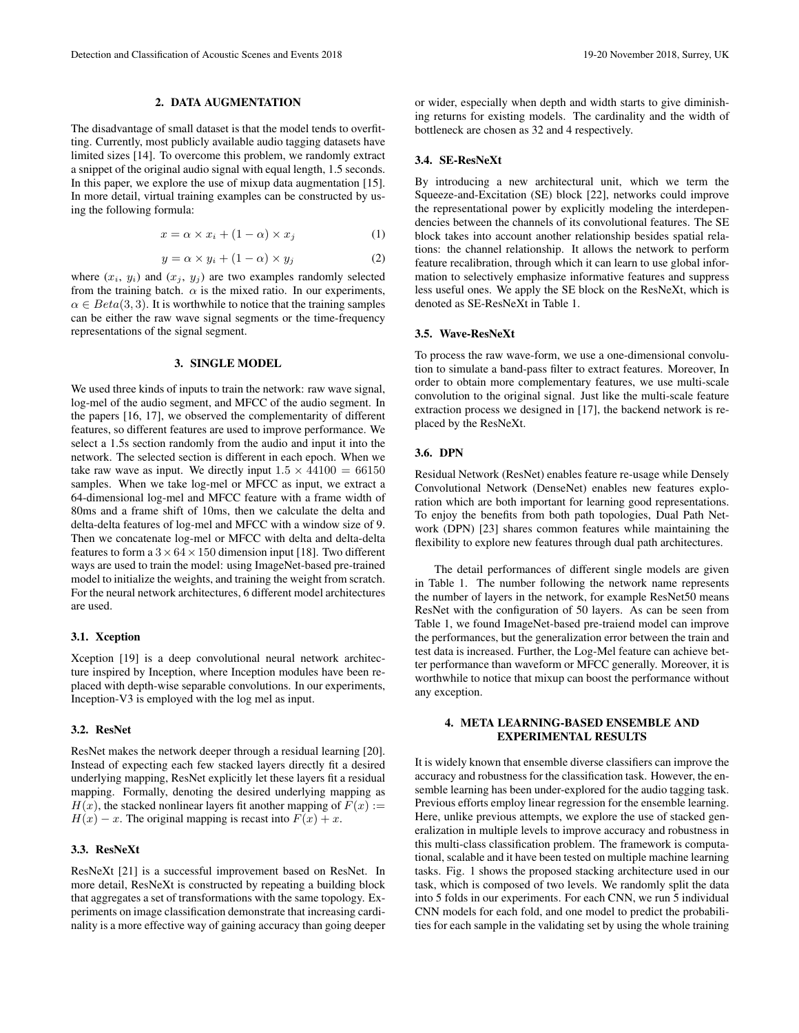## 2. DATA AUGMENTATION

The disadvantage of small dataset is that the model tends to overfitting. Currently, most publicly available audio tagging datasets have limited sizes [14]. To overcome this problem, we randomly extract a snippet of the original audio signal with equal length, 1.5 seconds. In this paper, we explore the use of mixup data augmentation [15]. In more detail, virtual training examples can be constructed by using the following formula:

$$x = \alpha \times x_i + (1 - \alpha) \times x_j \tag{1}$$

$$y = \alpha \times y_i + (1 - \alpha) \times y_j \tag{2}$$

where ($x_i$, $y_i$) and ($x_j$, $y_j$) are two examples randomly selected from the training batch. $\alpha$ is the mixed ratio. In our experiments, $\alpha \in Beta(3, 3)$. It is worthwhile to notice that the training samples can be either the raw wave signal segments or the time-frequency representations of the signal segment.

## 3. SINGLE MODEL

We used three kinds of inputs to train the network: raw wave signal, log-mel of the audio segment, and MFCC of the audio segment. In the papers [16, 17], we observed the complementarity of different features, so different features are used to improve performance. We select a 1.5s section randomly from the audio and input it into the network. The selected section is different in each epoch. When we take raw wave as input. We directly input $1.5 \times 44100 = 66150$ samples. When we take log-mel or MFCC as input, we extract a 64-dimensional log-mel and MFCC feature with a frame width of 80ms and a frame shift of 10ms, then we calculate the delta and delta-delta features of log-mel and MFCC with a window size of 9. Then we concatenate log-mel or MFCC with delta and delta-delta features to form a $3 \times 64 \times 150$ dimension input [18]. Two different ways are used to train the model: using ImageNet-based pre-trained model to initialize the weights, and training the weight from scratch. For the neural network architectures, 6 different model architectures are used.

### 3.1. Xception

Xception [19] is a deep convolutional neural network architecture inspired by Inception, where Inception modules have been replaced with depth-wise separable convolutions. In our experiments, Inception-V3 is employed with the log mel as input.

### 3.2. ResNet

ResNet makes the network deeper through a residual learning [20]. Instead of expecting each few stacked layers directly fit a desired underlying mapping, ResNet explicitly let these layers fit a residual mapping. Formally, denoting the desired underlying mapping as $H(x)$, the stacked nonlinear layers fit another mapping of $F(x) := H(x) - x$. The original mapping is recast into $F(x) + x$.

### 3.3. ResNeXt

ResNeXt [21] is a successful improvement based on ResNet. In more detail, ResNeXt is constructed by repeating a building block that aggregates a set of transformations with the same topology. Experiments on image classification demonstrate that increasing cardinality is a more effective way of gaining accuracy than going deeper or wider, especially when depth and width starts to give diminishing returns for existing models. The cardinality and the width of bottleneck are chosen as 32 and 4 respectively.

### 3.4. SE-ResNeXt

By introducing a new architectural unit, which we term the Squeeze-and-Excitation (SE) block [22], networks could improve the representational power by explicitly modeling the interdependencies between the channels of its convolutional features. The SE block takes into account another relationship besides spatial relations: the channel relationship. It allows the network to perform feature recalibration, through which it can learn to use global information to selectively emphasize informative features and suppress less useful ones. We apply the SE block on the ResNeXt, which is denoted as SE-ResNeXt in Table 1.

### 3.5. Wave-ResNeXt

To process the raw wave-form, we use a one-dimensional convolution to simulate a band-pass filter to extract features. Moreover, In order to obtain more complementary features, we use multi-scale convolution to the original signal. Just like the multi-scale feature extraction process we designed in [17], the backend network is replaced by the ResNeXt.

### 3.6. DPN

Residual Network (ResNet) enables feature re-usage while Densely Convolutional Network (DenseNet) enables new features exploration which are both important for learning good representations. To enjoy the benefits from both path topologies, Dual Path Network (DPN) [23] shares common features while maintaining the flexibility to explore new features through dual path architectures.

The detail performances of different single models are given in Table 1. The number following the network name represents the number of layers in the network, for example ResNet50 means ResNet with the configuration of 50 layers. As can be seen from Table 1, we found ImageNet-based pre-traiend model can improve the performances, but the generalization error between the train and test data is increased. Further, the Log-Mel feature can achieve better performance than waveform or MFCC generally. Moreover, it is worthwhile to notice that mixup can boost the performance without any exception.

## 4. META LEARNING-BASED ENSEMBLE AND EXPERIMENTAL RESULTS

It is widely known that ensemble diverse classifiers can improve the accuracy and robustness for the classification task. However, the ensemble learning has been under-explored for the audio tagging task. Previous efforts employ linear regression for the ensemble learning. Here, unlike previous attempts, we explore the use of stacked generalization in multiple levels to improve accuracy and robustness in this multi-class classification problem. The framework is computational, scalable and it have been tested on multiple machine learning tasks. Fig. 1 shows the proposed stacking architecture used in our task, which is composed of two levels. We randomly split the data into 5 folds in our experiments. For each CNN, we run 5 individual CNN models for each fold, and one model to predict the probabilities for each sample in the validating set by using the whole training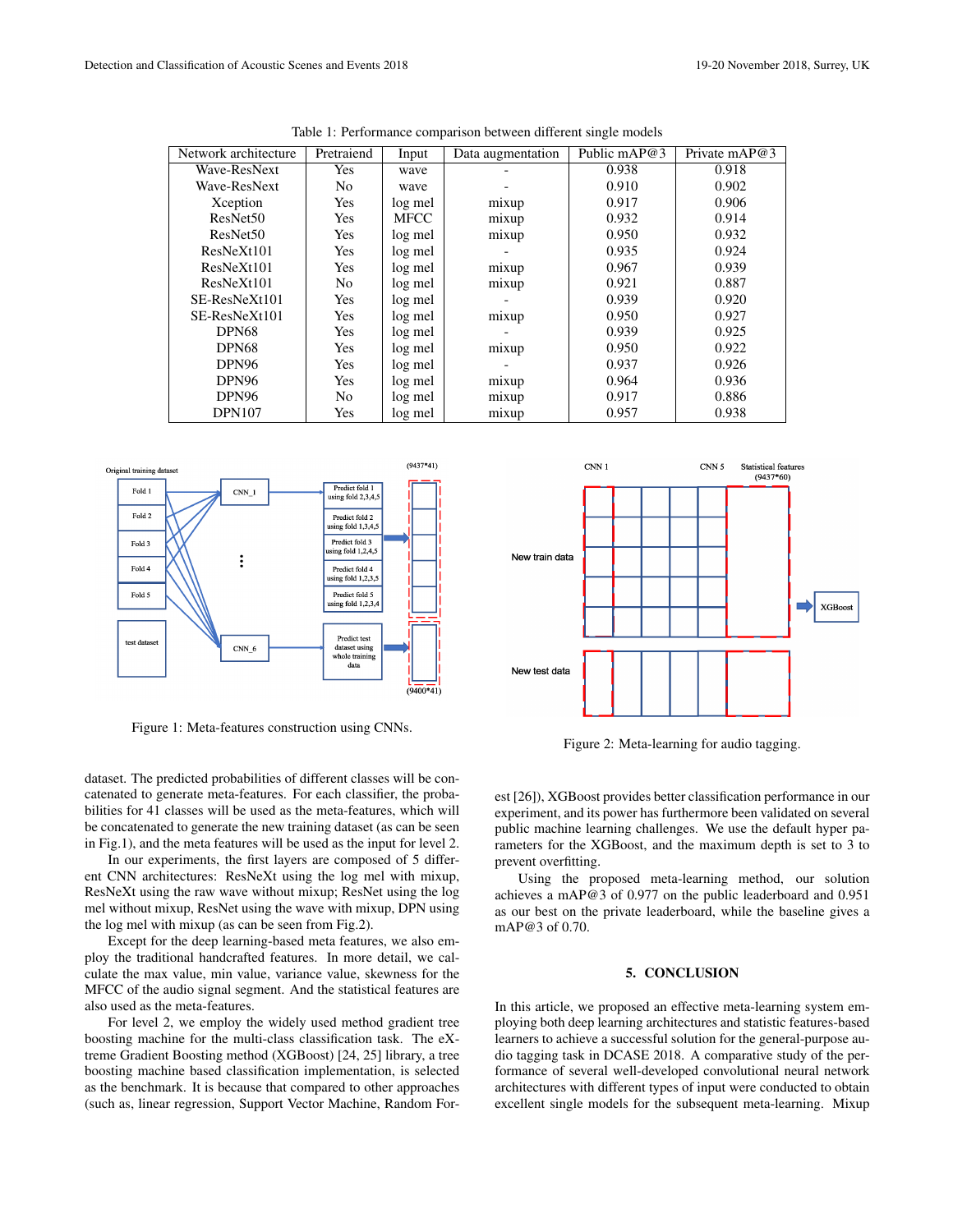Table 1: Performance comparison between different single models

| Network architecture | Pretraiend | Input | Data augmentation | Public mAP@3 | Private mAP@3 |
|---|---|---|---|---|---|
| Wave-ResNext | Yes | wave | - | 0.938 | 0.918 |
| Wave-ResNext | No | wave | - | 0.910 | 0.902 |
| Xception | Yes | log mel | mixup | 0.917 | 0.906 |
| ResNet50 | Yes | MFCC | mixup | 0.932 | 0.914 |
| ResNet50 | Yes | log mel | mixup | 0.950 | 0.932 |
| ResNeXt101 | Yes | log mel | - | 0.935 | 0.924 |
| ResNeXt101 | Yes | log mel | mixup | 0.967 | 0.939 |
| ResNeXt101 | No | log mel | mixup | 0.921 | 0.887 |
| SE-ResNeXt101 | Yes | log mel | - | 0.939 | 0.920 |
| SE-ResNeXt101 | Yes | log mel | mixup | 0.950 | 0.927 |
| DPN68 | Yes | log mel | - | 0.939 | 0.925 |
| DPN68 | Yes | log mel | mixup | 0.950 | 0.922 |
| DPN96 | Yes | log mel | - | 0.937 | 0.926 |
| DPN96 | Yes | log mel | mixup | 0.964 | 0.936 |
| DPN96 | No | log mel | mixup | 0.917 | 0.886 |
| DPN107 | Yes | log mel | mixup | 0.957 | 0.938 |

Figure 1: Meta-features construction using CNNs.

Figure 2: Meta-learning for audio tagging.

dataset. The predicted probabilities of different classes will be concatenated to generate meta-features. For each classifier, the probabilities for 41 classes will be used as the meta-features, which will be concatenated to generate the new training dataset (as can be seen in Fig.1), and the meta features will be used as the input for level 2.

In our experiments, the first layers are composed of 5 different CNN architectures: ResNeXt using the log mel with mixup, ResNeXt using the raw wave without mixup; ResNet using the log mel without mixup, ResNet using the wave with mixup, DPN using the log mel with mixup (as can be seen from Fig.2).

Except for the deep learning-based meta features, we also employ the traditional handcrafted features. In more detail, we calculate the max value, min value, variance value, skewness for the MFCC of the audio signal segment. And the statistical features are also used as the meta-features.

For level 2, we employ the widely used method gradient tree boosting machine for the multi-class classification task. The eXtreme Gradient Boosting method (XGBoost) [24, 25] library, a tree boosting machine based classification implementation, is selected as the benchmark. It is because that compared to other approaches (such as, linear regression, Support Vector Machine, Random Forest [26]), XGBoost provides better classification performance in our experiment, and its power has furthermore been validated on several public machine learning challenges. We use the default hyper parameters for the XGBoost, and the maximum depth is set to 3 to prevent overfitting.

Using the proposed meta-learning method, our solution achieves a mAP@3 of 0.977 on the public leaderboard and 0.951 as our best on the private leaderboard, while the baseline gives a mAP@3 of 0.70.

## 5. CONCLUSION

In this article, we proposed an effective meta-learning system employing both deep learning architectures and statistic features-based learners to achieve a successful solution for the general-purpose audio tagging task in DCASE 2018. A comparative study of the performance of several well-developed convolutional neural network architectures with different types of input were conducted to obtain excellent single models for the subsequent meta-learning. Mixup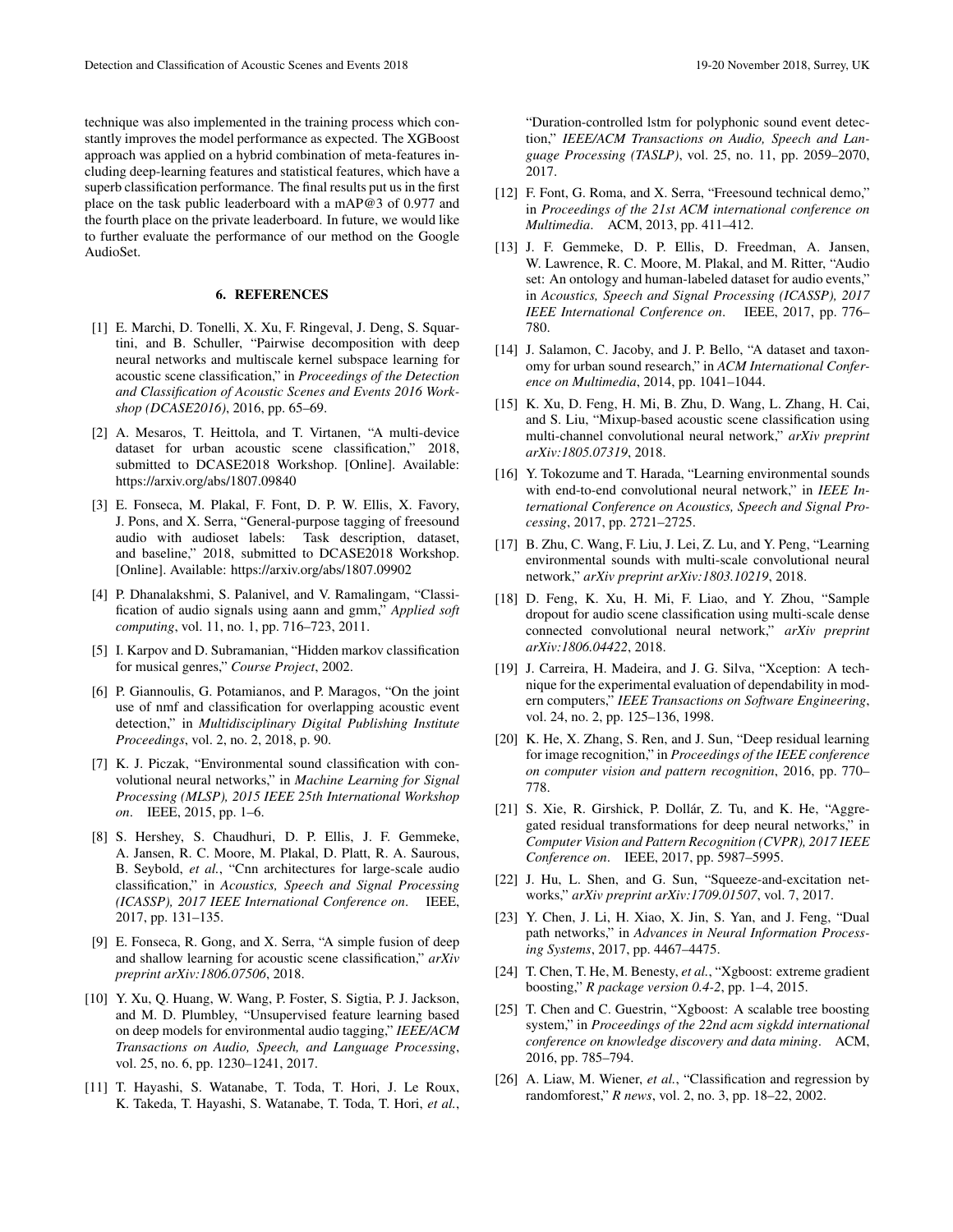technique was also implemented in the training process which constantly improves the model performance as expected. The XGBoost approach was applied on a hybrid combination of meta-features including deep-learning features and statistical features, which have a superb classification performance. The final results put us in the first place on the task public leaderboard with a mAP@3 of 0.977 and the fourth place on the private leaderboard. In future, we would like to further evaluate the performance of our method on the Google AudioSet.

## 6. REFERENCES

[1] E. Marchi, D. Tonelli, X. Xu, F. Ringeval, J. Deng, S. Squartini, and B. Schuller, "Pairwise decomposition with deep neural networks and multiscale kernel subspace learning for acoustic scene classification," in *Proceedings of the Detection and Classification of Acoustic Scenes and Events 2016 Workshop (DCASE2016)*, 2016, pp. 65–69.

[2] A. Mesaros, T. Heittola, and T. Virtanen, "A multi-device dataset for urban acoustic scene classification," 2018, submitted to DCASE2018 Workshop. [Online]. Available: https://arxiv.org/abs/1807.09840

[3] E. Fonseca, M. Plakal, F. Font, D. P. W. Ellis, X. Favory, J. Pons, and X. Serra, "General-purpose tagging of freesound audio with audioset labels: Task description, dataset, and baseline," 2018, submitted to DCASE2018 Workshop. [Online]. Available: https://arxiv.org/abs/1807.09902

[4] P. Dhanalakshmi, S. Palanivel, and V. Ramalingam, "Classification of audio signals using aann and gmm," *Applied soft computing*, vol. 11, no. 1, pp. 716–723, 2011.

[5] I. Karpov and D. Subramanian, "Hidden markov classification for musical genres," *Course Project*, 2002.

[6] P. Giannoulis, G. Potamianos, and P. Maragos, "On the joint use of nmf and classification for overlapping acoustic event detection," in *Multidisciplinary Digital Publishing Institute Proceedings*, vol. 2, no. 2, 2018, p. 90.

[7] K. J. Piczak, "Environmental sound classification with convolutional neural networks," in *Machine Learning for Signal Processing (MLSP), 2015 IEEE 25th International Workshop on*. IEEE, 2015, pp. 1–6.

[8] S. Hershey, S. Chaudhuri, D. P. Ellis, J. F. Gemmeke, A. Jansen, R. C. Moore, M. Plakal, D. Platt, R. A. Saurous, B. Seybold, *et al.*, "Cnn architectures for large-scale audio classification," in *Acoustics, Speech and Signal Processing (ICASSP), 2017 IEEE International Conference on*. IEEE, 2017, pp. 131–135.

[9] E. Fonseca, R. Gong, and X. Serra, "A simple fusion of deep and shallow learning for acoustic scene classification," *arXiv preprint arXiv:1806.07506*, 2018.

[10] Y. Xu, Q. Huang, W. Wang, P. Foster, S. Sigtia, P. J. Jackson, and M. D. Plumbley, "Unsupervised feature learning based on deep models for environmental audio tagging," *IEEE/ACM Transactions on Audio, Speech, and Language Processing*, vol. 25, no. 6, pp. 1230–1241, 2017.

[11] T. Hayashi, S. Watanabe, T. Toda, T. Hori, J. Le Roux, K. Takeda, T. Hayashi, S. Watanabe, T. Toda, T. Hori, *et al.*, "Duration-controlled lstm for polyphonic sound event detection," *IEEE/ACM Transactions on Audio, Speech and Language Processing (TASLP)*, vol. 25, no. 11, pp. 2059–2070, 2017.

[12] F. Font, G. Roma, and X. Serra, "Freesound technical demo," in *Proceedings of the 21st ACM international conference on Multimedia*. ACM, 2013, pp. 411–412.

[13] J. F. Gemmeke, D. P. Ellis, D. Freedman, A. Jansen, W. Lawrence, R. C. Moore, M. Plakal, and M. Ritter, "Audio set: An ontology and human-labeled dataset for audio events," in *Acoustics, Speech and Signal Processing (ICASSP), 2017 IEEE International Conference on*. IEEE, 2017, pp. 776–780.

[14] J. Salamon, C. Jacoby, and J. P. Bello, "A dataset and taxonomy for urban sound research," in *ACM International Conference on Multimedia*, 2014, pp. 1041–1044.

[15] K. Xu, D. Feng, H. Mi, B. Zhu, D. Wang, L. Zhang, H. Cai, and S. Liu, "Mixup-based acoustic scene classification using multi-channel convolutional neural network," *arXiv preprint arXiv:1805.07319*, 2018.

[16] Y. Tokozume and T. Harada, "Learning environmental sounds with end-to-end convolutional neural network," in *IEEE International Conference on Acoustics, Speech and Signal Processing*, 2017, pp. 2721–2725.

[17] B. Zhu, C. Wang, F. Liu, J. Lei, Z. Lu, and Y. Peng, "Learning environmental sounds with multi-scale convolutional neural network," *arXiv preprint arXiv:1803.10219*, 2018.

[18] D. Feng, K. Xu, H. Mi, F. Liao, and Y. Zhou, "Sample dropout for audio scene classification using multi-scale dense connected convolutional neural network," *arXiv preprint arXiv:1806.04422*, 2018.

[19] J. Carreira, H. Madeira, and J. G. Silva, "Xception: A technique for the experimental evaluation of dependability in modern computers," *IEEE Transactions on Software Engineering*, vol. 24, no. 2, pp. 125–136, 1998.

[20] K. He, X. Zhang, S. Ren, and J. Sun, "Deep residual learning for image recognition," in *Proceedings of the IEEE conference on computer vision and pattern recognition*, 2016, pp. 770–778.

[21] S. Xie, R. Girshick, P. Dollár, Z. Tu, and K. He, "Aggregated residual transformations for deep neural networks," in *Computer Vision and Pattern Recognition (CVPR), 2017 IEEE Conference on*. IEEE, 2017, pp. 5987–5995.

[22] J. Hu, L. Shen, and G. Sun, "Squeeze-and-excitation networks," *arXiv preprint arXiv:1709.01507*, vol. 7, 2017.

[23] Y. Chen, J. Li, H. Xiao, X. Jin, S. Yan, and J. Feng, "Dual path networks," in *Advances in Neural Information Processing Systems*, 2017, pp. 4467–4475.

[24] T. Chen, T. He, M. Benesty, *et al.*, "Xgboost: extreme gradient boosting," *R package version 0.4-2*, pp. 1–4, 2015.

[25] T. Chen and C. Guestrin, "Xgboost: A scalable tree boosting system," in *Proceedings of the 22nd acm sigkdd international conference on knowledge discovery and data mining*. ACM, 2016, pp. 785–794.

[26] A. Liaw, M. Wiener, *et al.*, "Classification and regression by randomforest," *R news*, vol. 2, no. 3, pp. 18–22, 2002.